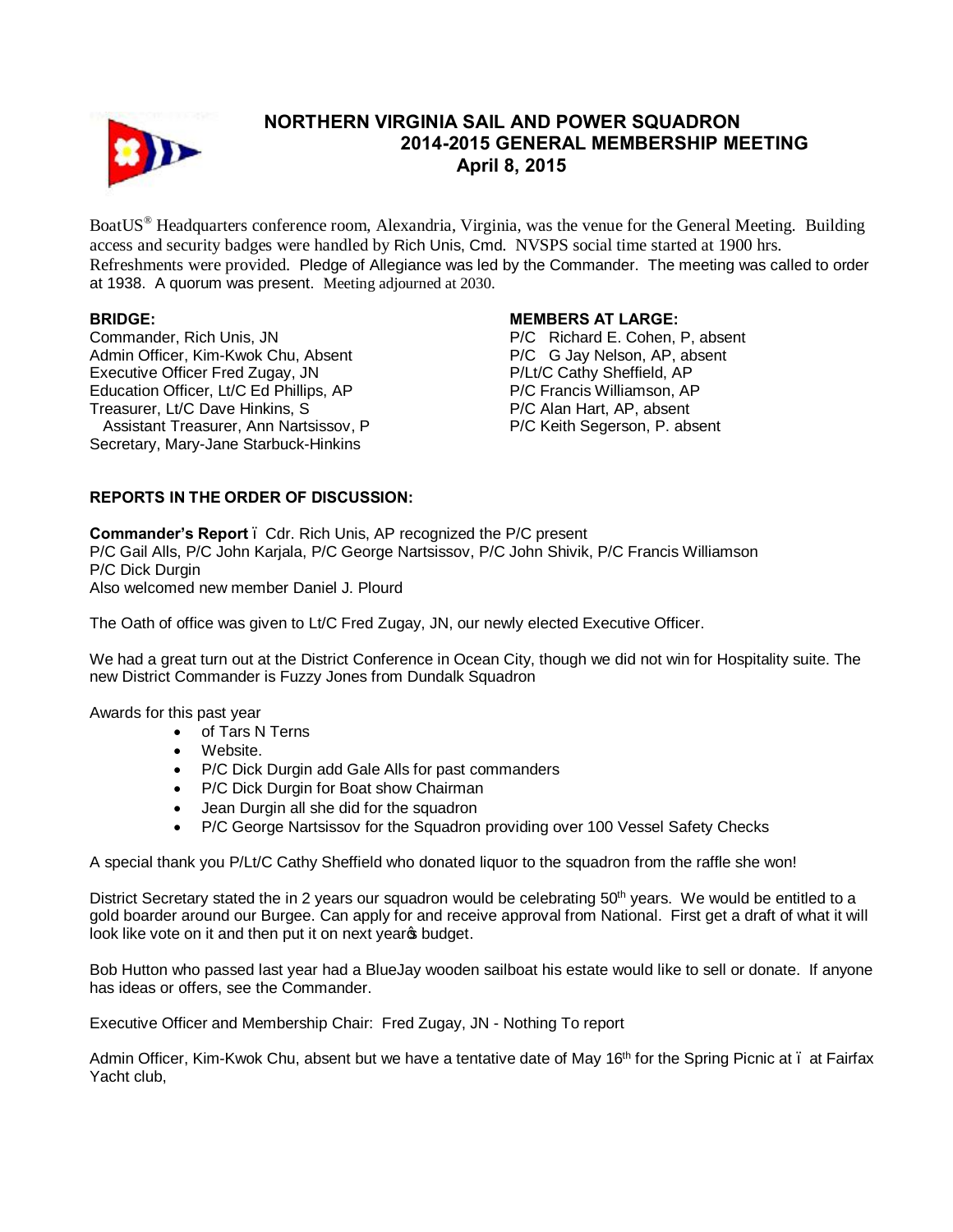# NORTHERN VIRGINIA SAIL AND POWER SQUADRON
## 2014-2015 GENERAL MEMBERSHIP MEETING
## April 8, 2015

BoatUS® Headquarters conference room, Alexandria, Virginia, was the venue for the General Meeting. Building access and security badges were handled by Rich Unis, Cmd. NVSPS social time started at 1900 hrs. Refreshments were provided. Pledge of Allegiance was led by the Commander. The meeting was called to order at 1938. A quorum was present. Meeting adjourned at 2030.

**BRIDGE:**
Commander, Rich Unis, JN
Admin Officer, Kim-Kwok Chu, Absent
Executive Officer Fred Zugay, JN
Education Officer, Lt/C Ed Phillips, AP
Treasurer, Lt/C Dave Hinkins, S
Assistant Treasurer, Ann Nartsissov, P
Secretary, Mary-Jane Starbuck-Hinkins

**MEMBERS AT LARGE:**
P/C Richard E. Cohen, P, absent
P/C G Jay Nelson, AP, absent
P/Lt/C Cathy Sheffield, AP
P/C Francis Williamson, AP
P/C Alan Hart, AP, absent
P/C Keith Segerson, P. absent

**REPORTS IN THE ORDER OF DISCUSSION:**

**Commander's Report** – Cdr. Rich Unis, AP recognized the P/C present
P/C Gail Alls, P/C John Karjala, P/C George Nartsissov, P/C John Shivik, P/C Francis Williamson
P/C Dick Durgin
Also welcomed new member Daniel J. Plourd

The Oath of office was given to Lt/C Fred Zugay, JN, our newly elected Executive Officer.

We had a great turn out at the District Conference in Ocean City, though we did not win for Hospitality suite. The new District Commander is Fuzzy Jones from Dundalk Squadron

Awards for this past year

- of Tars N Terns
- Website.
- P/C Dick Durgin add Gale Alls for past commanders
- P/C Dick Durgin for Boat show Chairman
- Jean Durgin all she did for the squadron
- P/C George Nartsissov for the Squadron providing over 100 Vessel Safety Checks

A special thank you P/Lt/C Cathy Sheffield who donated liquor to the squadron from the raffle she won!

District Secretary stated the in 2 years our squadron would be celebrating 50th years. We would be entitled to a gold boarder around our Burgee. Can apply for and receive approval from National. First get a draft of what it will look like vote on it and then put it on next year's budget.

Bob Hutton who passed last year had a BlueJay wooden sailboat his estate would like to sell or donate. If anyone has ideas or offers, see the Commander.

Executive Officer and Membership Chair: Fred Zugay, JN - Nothing To report

Admin Officer, Kim-Kwok Chu, absent but we have a tentative date of May 16th for the Spring Picnic at – at Fairfax Yacht club,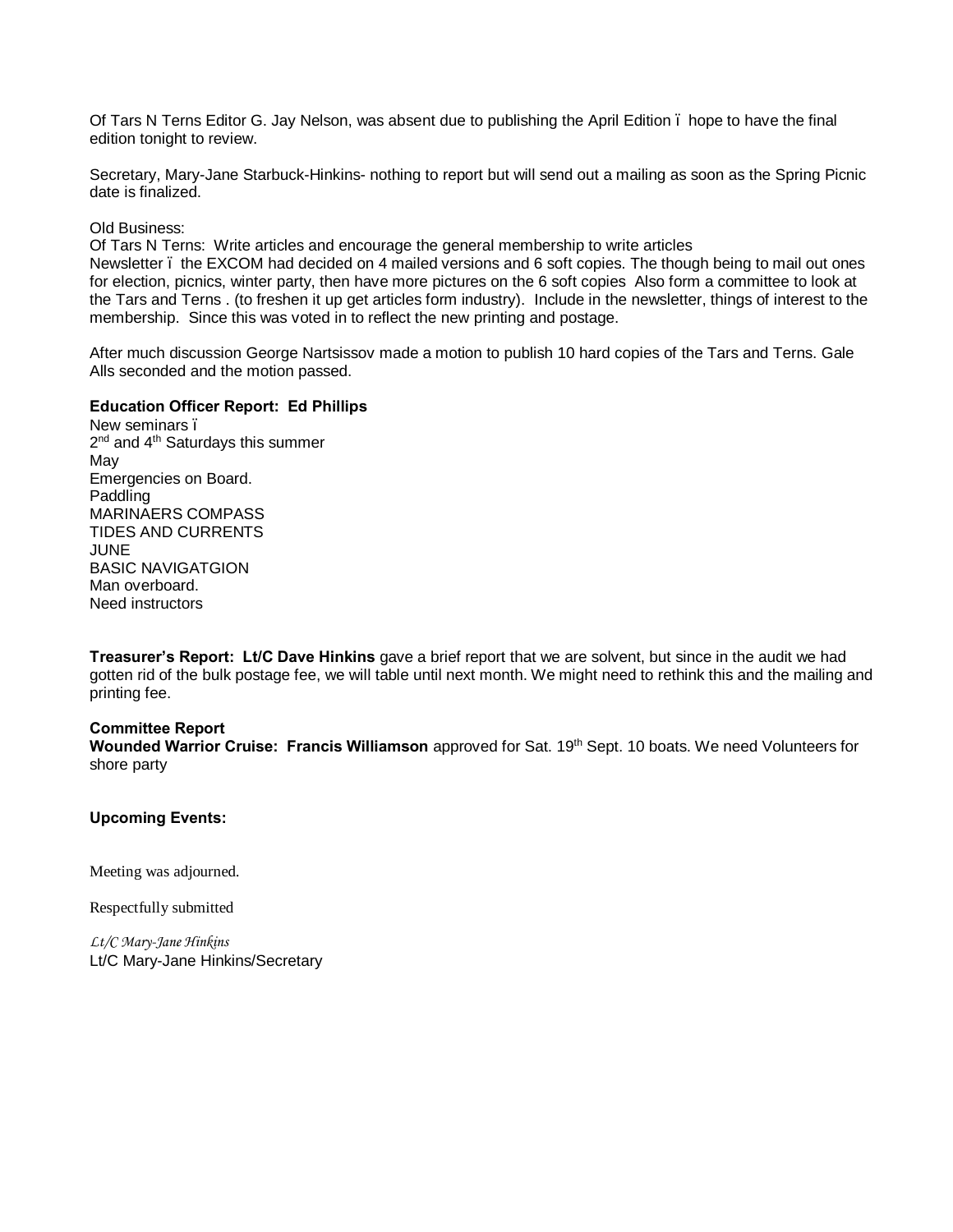Of Tars N Terns Editor G. Jay Nelson, was absent due to publishing the April Edition ï hope to have the final edition tonight to review.

Secretary, Mary-Jane Starbuck-Hinkins- nothing to report but will send out a mailing as soon as the Spring Picnic date is finalized.

Old Business:
Of Tars N Terns: Write articles and encourage the general membership to write articles
Newsletter ï the EXCOM had decided on 4 mailed versions and 6 soft copies. The though being to mail out ones for election, picnics, winter party, then have more pictures on the 6 soft copies Also form a committee to look at the Tars and Terns . (to freshen it up get articles form industry). Include in the newsletter, things of interest to the membership. Since this was voted in to reflect the new printing and postage.

After much discussion George Nartsissov made a motion to publish 10 hard copies of the Tars and Terns. Gale Alls seconded and the motion passed.

**Education Officer Report: Ed Phillips**
New seminars ï
2nd and 4th Saturdays this summer
May
Emergencies on Board.
Paddling
MARINAERS COMPASS
TIDES AND CURRENTS
JUNE
BASIC NAVIGATGION
Man overboard.
Need instructors

**Treasurer's Report: Lt/C Dave Hinkins** gave a brief report that we are solvent, but since in the audit we had gotten rid of the bulk postage fee, we will table until next month. We might need to rethink this and the mailing and printing fee.

**Committee Report**
**Wounded Warrior Cruise: Francis Williamson** approved for Sat. 19th Sept. 10 boats. We need Volunteers for shore party

**Upcoming Events:**

Meeting was adjourned.

Respectfully submitted

*Lt/C Mary-Jane Hinkins*
Lt/C Mary-Jane Hinkins/Secretary